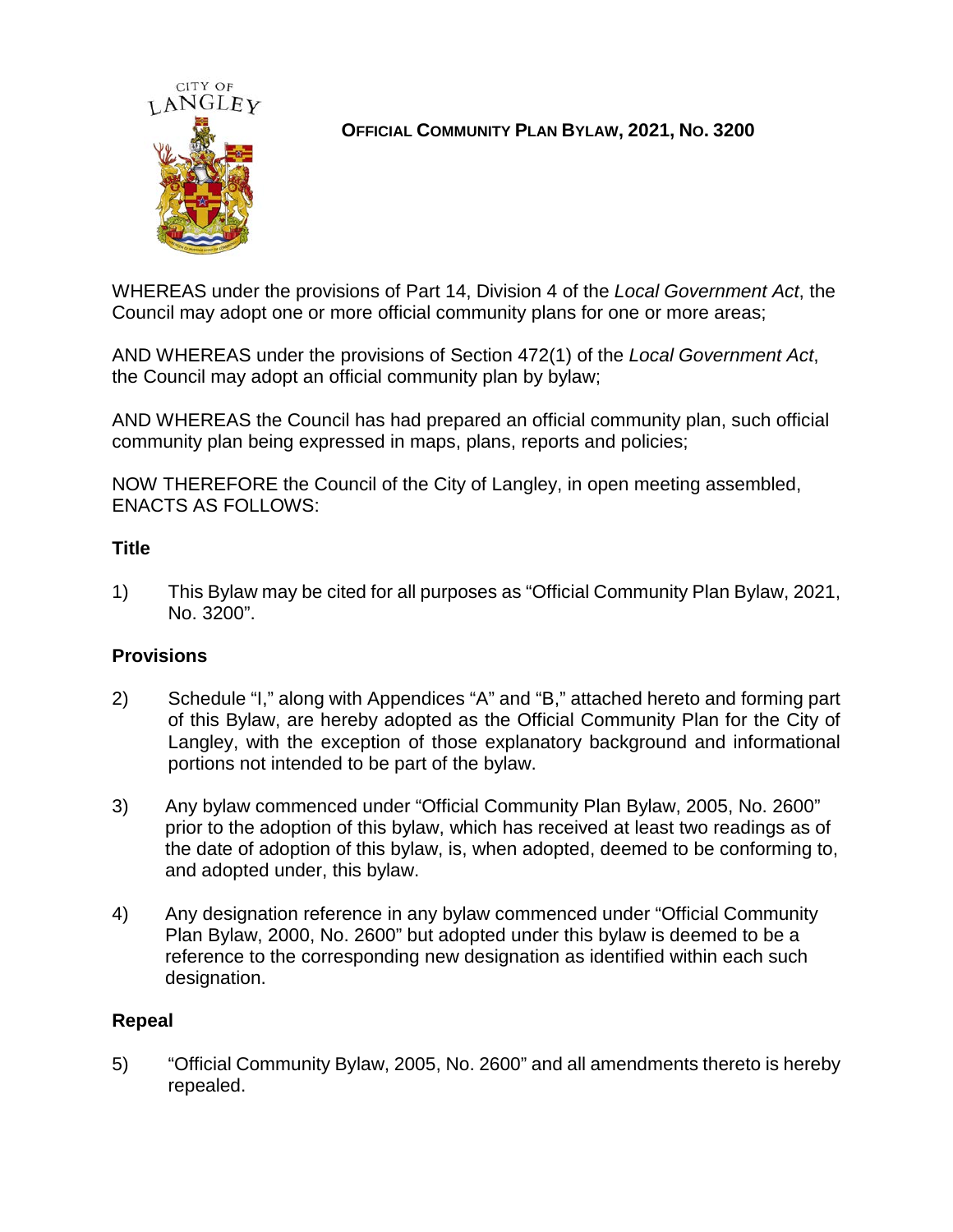# OFFICIAL COMMUNITY PLAN BYLAW, 2021, NO. 3200

WHEREAS under the provisions of Part 14, Division 4 of the *Local Government Act*, the Council may adopt one or more official community plans for one or more areas;

AND WHEREAS under the provisions of Section 472(1) of the *Local Government Act*, the Council may adopt an official community plan by bylaw;

AND WHEREAS the Council has had prepared an official community plan, such official community plan being expressed in maps, plans, reports and policies;

NOW THEREFORE the Council of the City of Langley, in open meeting assembled, ENACTS AS FOLLOWS:

## Title

1) This Bylaw may be cited for all purposes as "Official Community Plan Bylaw, 2021, No. 3200".

## Provisions

2) Schedule "I," along with Appendices "A" and "B," attached hereto and forming part of this Bylaw, are hereby adopted as the Official Community Plan for the City of Langley, with the exception of those explanatory background and informational portions not intended to be part of the bylaw.

3) Any bylaw commenced under "Official Community Plan Bylaw, 2005, No. 2600" prior to the adoption of this bylaw, which has received at least two readings as of the date of adoption of this bylaw, is, when adopted, deemed to be conforming to, and adopted under, this bylaw.

4) Any designation reference in any bylaw commenced under "Official Community Plan Bylaw, 2000, No. 2600" but adopted under this bylaw is deemed to be a reference to the corresponding new designation as identified within each such designation.

## Repeal

5) "Official Community Bylaw, 2005, No. 2600" and all amendments thereto is hereby repealed.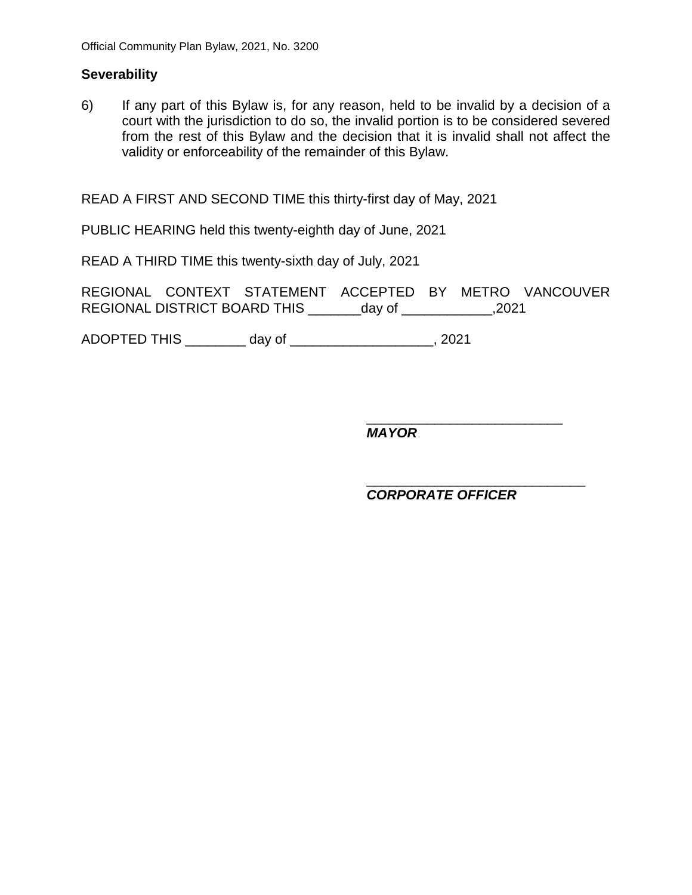## Severability

6) If any part of this Bylaw is, for any reason, held to be invalid by a decision of a court with the jurisdiction to do so, the invalid portion is to be considered severed from the rest of this Bylaw and the decision that it is invalid shall not affect the validity or enforceability of the remainder of this Bylaw.

READ A FIRST AND SECOND TIME this thirty-first day of May, 2021

PUBLIC HEARING held this twenty-eighth day of June, 2021

READ A THIRD TIME this twenty-sixth day of July, 2021

REGIONAL CONTEXT STATEMENT ACCEPTED BY METRO VANCOUVER REGIONAL DISTRICT BOARD THIS _______day of ____________,2021

ADOPTED THIS ________ day of ___________________, 2021

__________________________
***MAYOR***

_____________________________
***CORPORATE OFFICER***